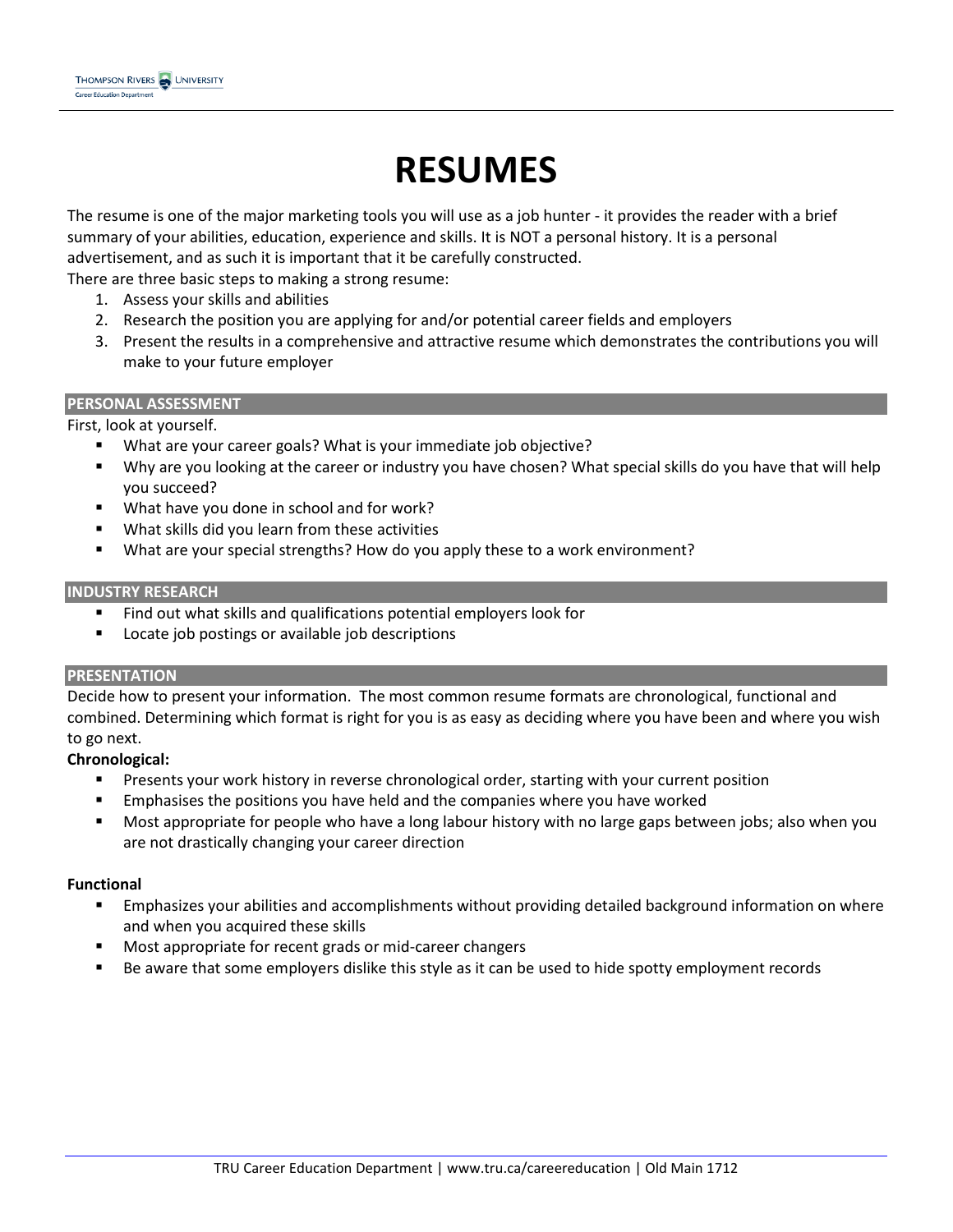# RESUMES

The resume is one of the major marketing tools you will use as a job hunter - it provides the reader with a brief summary of your abilities, education, experience and skills. It is NOT a personal history. It is a personal advertisement, and as such it is important that it be carefully constructed.

There are three basic steps to making a strong resume:

1. Assess your skills and abilities
2. Research the position you are applying for and/or potential career fields and employers
3. Present the results in a comprehensive and attractive resume which demonstrates the contributions you will make to your future employer

## PERSONAL ASSESSMENT

First, look at yourself.

- What are your career goals? What is your immediate job objective?
- Why are you looking at the career or industry you have chosen? What special skills do you have that will help you succeed?
- What have you done in school and for work?
- What skills did you learn from these activities
- What are your special strengths? How do you apply these to a work environment?

## INDUSTRY RESEARCH

- Find out what skills and qualifications potential employers look for
- Locate job postings or available job descriptions

## PRESENTATION

Decide how to present your information. The most common resume formats are chronological, functional and combined. Determining which format is right for you is as easy as deciding where you have been and where you wish to go next.

**Chronological:**

- Presents your work history in reverse chronological order, starting with your current position
- Emphasises the positions you have held and the companies where you have worked
- Most appropriate for people who have a long labour history with no large gaps between jobs; also when you are not drastically changing your career direction

**Functional**

- Emphasizes your abilities and accomplishments without providing detailed background information on where and when you acquired these skills
- Most appropriate for recent grads or mid-career changers
- Be aware that some employers dislike this style as it can be used to hide spotty employment records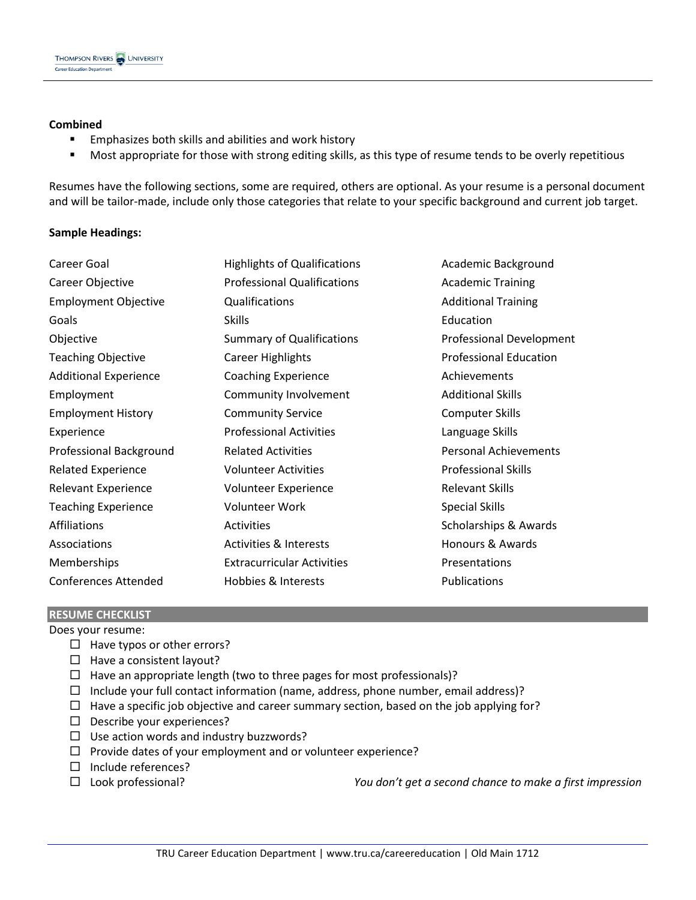**Combined**

- Emphasizes both skills and abilities and work history
- Most appropriate for those with strong editing skills, as this type of resume tends to be overly repetitious

Resumes have the following sections, some are required, others are optional. As your resume is a personal document and will be tailor-made, include only those categories that relate to your specific background and current job target.

**Sample Headings:**

| | | |
|---|---|---|
| Career Goal | Highlights of Qualifications | Academic Background |
| Career Objective | Professional Qualifications | Academic Training |
| Employment Objective | Qualifications | Additional Training |
| Goals | Skills | Education |
| Objective | Summary of Qualifications | Professional Development |
| Teaching Objective | Career Highlights | Professional Education |
| Additional Experience | Coaching Experience | Achievements |
| Employment | Community Involvement | Additional Skills |
| Employment History | Community Service | Computer Skills |
| Experience | Professional Activities | Language Skills |
| Professional Background | Related Activities | Personal Achievements |
| Related Experience | Volunteer Activities | Professional Skills |
| Relevant Experience | Volunteer Experience | Relevant Skills |
| Teaching Experience | Volunteer Work | Special Skills |
| Affiliations | Activities | Scholarships & Awards |
| Associations | Activities & Interests | Honours & Awards |
| Memberships | Extracurricular Activities | Presentations |
| Conferences Attended | Hobbies & Interests | Publications |

## RESUME CHECKLIST

Does your resume:

- ☐ Have typos or other errors?
- ☐ Have a consistent layout?
- ☐ Have an appropriate length (two to three pages for most professionals)?
- ☐ Include your full contact information (name, address, phone number, email address)?
- ☐ Have a specific job objective and career summary section, based on the job applying for?
- ☐ Describe your experiences?
- ☐ Use action words and industry buzzwords?
- ☐ Provide dates of your employment and or volunteer experience?
- ☐ Include references?
- ☐ Look professional?

*You don't get a second chance to make a first impression*